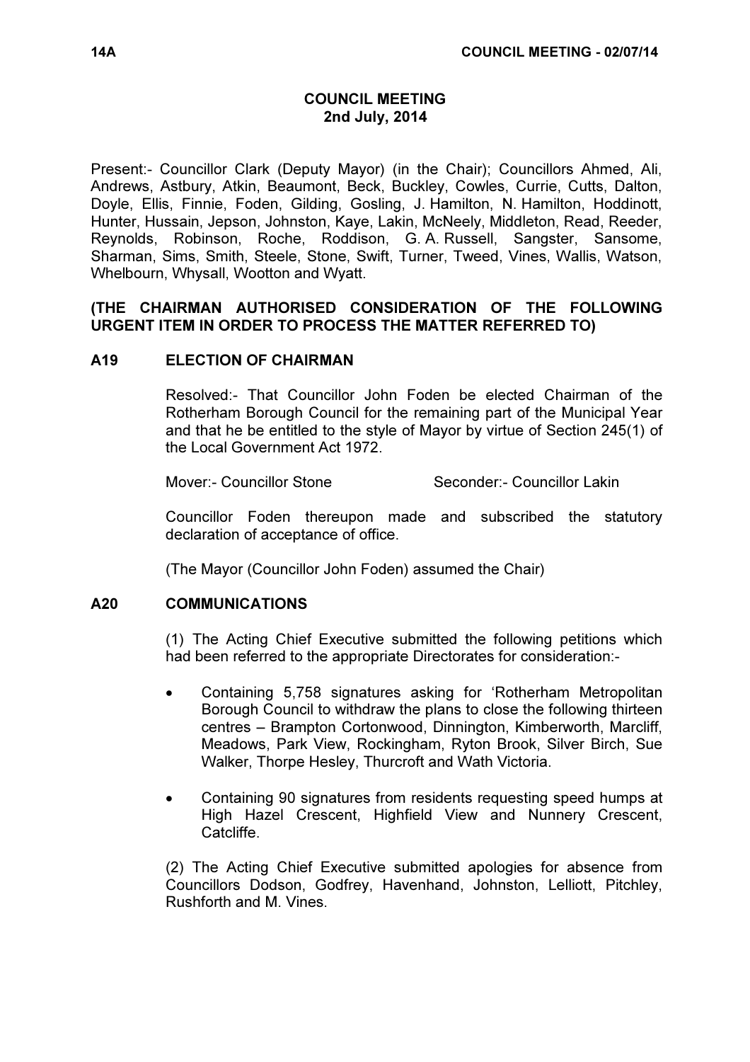# COUNCIL MEETING
## 2nd July, 2014

Present:- Councillor Clark (Deputy Mayor) (in the Chair); Councillors Ahmed, Ali, Andrews, Astbury, Atkin, Beaumont, Beck, Buckley, Cowles, Currie, Cutts, Dalton, Doyle, Ellis, Finnie, Foden, Gilding, Gosling, J. Hamilton, N. Hamilton, Hoddinott, Hunter, Hussain, Jepson, Johnston, Kaye, Lakin, McNeely, Middleton, Read, Reeder, Reynolds, Robinson, Roche, Roddison, G. A. Russell, Sangster, Sansome, Sharman, Sims, Smith, Steele, Stone, Swift, Turner, Tweed, Vines, Wallis, Watson, Whelbourn, Whysall, Wootton and Wyatt.

**(THE CHAIRMAN AUTHORISED CONSIDERATION OF THE FOLLOWING URGENT ITEM IN ORDER TO PROCESS THE MATTER REFERRED TO)**

### A19 ELECTION OF CHAIRMAN

Resolved:- That Councillor John Foden be elected Chairman of the Rotherham Borough Council for the remaining part of the Municipal Year and that he be entitled to the style of Mayor by virtue of Section 245(1) of the Local Government Act 1972.

Mover:- Councillor Stone Seconder:- Councillor Lakin

Councillor Foden thereupon made and subscribed the statutory declaration of acceptance of office.

(The Mayor (Councillor John Foden) assumed the Chair)

### A20 COMMUNICATIONS

(1) The Acting Chief Executive submitted the following petitions which had been referred to the appropriate Directorates for consideration:-

- Containing 5,758 signatures asking for 'Rotherham Metropolitan Borough Council to withdraw the plans to close the following thirteen centres – Brampton Cortonwood, Dinnington, Kimberworth, Marcliff, Meadows, Park View, Rockingham, Ryton Brook, Silver Birch, Sue Walker, Thorpe Hesley, Thurcroft and Wath Victoria.

- Containing 90 signatures from residents requesting speed humps at High Hazel Crescent, Highfield View and Nunnery Crescent, Catcliffe.

(2) The Acting Chief Executive submitted apologies for absence from Councillors Dodson, Godfrey, Havenhand, Johnston, Lelliott, Pitchley, Rushforth and M. Vines.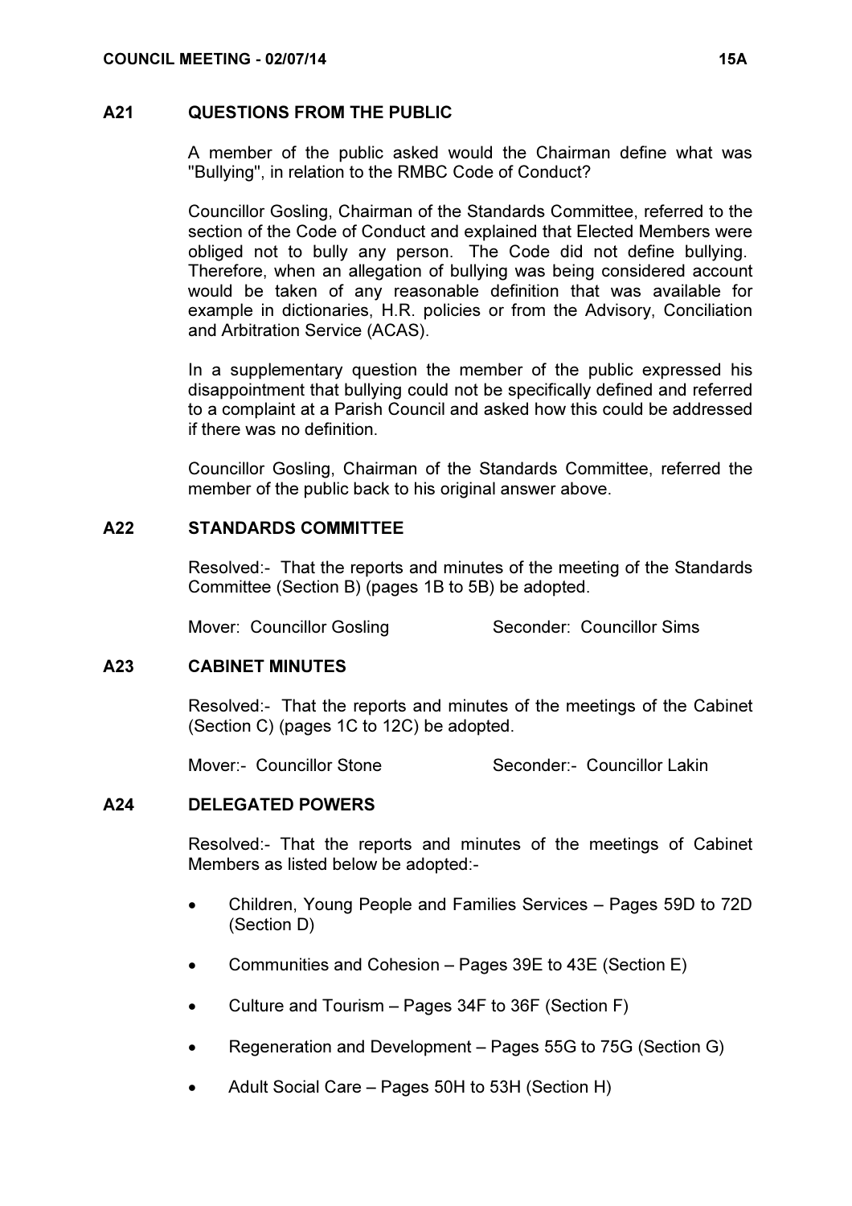## A21 QUESTIONS FROM THE PUBLIC

A member of the public asked would the Chairman define what was "Bullying", in relation to the RMBC Code of Conduct?

Councillor Gosling, Chairman of the Standards Committee, referred to the section of the Code of Conduct and explained that Elected Members were obliged not to bully any person. The Code did not define bullying. Therefore, when an allegation of bullying was being considered account would be taken of any reasonable definition that was available for example in dictionaries, H.R. policies or from the Advisory, Conciliation and Arbitration Service (ACAS).

In a supplementary question the member of the public expressed his disappointment that bullying could not be specifically defined and referred to a complaint at a Parish Council and asked how this could be addressed if there was no definition.

Councillor Gosling, Chairman of the Standards Committee, referred the member of the public back to his original answer above.

## A22 STANDARDS COMMITTEE

Resolved:- That the reports and minutes of the meeting of the Standards Committee (Section B) (pages 1B to 5B) be adopted.

Mover: Councillor Gosling Seconder: Councillor Sims

## A23 CABINET MINUTES

Resolved:- That the reports and minutes of the meetings of the Cabinet (Section C) (pages 1C to 12C) be adopted.

Mover:- Councillor Stone Seconder:- Councillor Lakin

## A24 DELEGATED POWERS

Resolved:- That the reports and minutes of the meetings of Cabinet Members as listed below be adopted:-

- Children, Young People and Families Services – Pages 59D to 72D (Section D)
- Communities and Cohesion – Pages 39E to 43E (Section E)
- Culture and Tourism – Pages 34F to 36F (Section F)
- Regeneration and Development – Pages 55G to 75G (Section G)
- Adult Social Care – Pages 50H to 53H (Section H)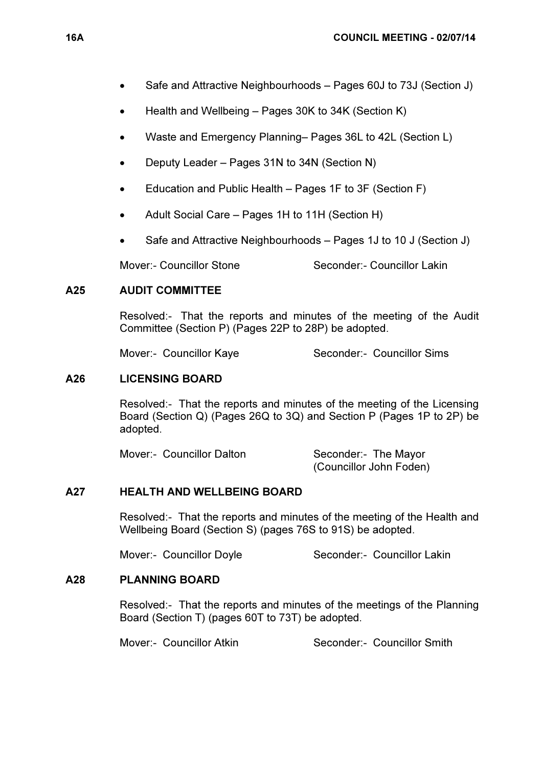- Safe and Attractive Neighbourhoods – Pages 60J to 73J (Section J)
- Health and Wellbeing – Pages 30K to 34K (Section K)
- Waste and Emergency Planning– Pages 36L to 42L (Section L)
- Deputy Leader – Pages 31N to 34N (Section N)
- Education and Public Health – Pages 1F to 3F (Section F)
- Adult Social Care – Pages 1H to 11H (Section H)
- Safe and Attractive Neighbourhoods – Pages 1J to 10 J (Section J)

Mover:- Councillor Stone Seconder:- Councillor Lakin

## A25 AUDIT COMMITTEE

Resolved:- That the reports and minutes of the meeting of the Audit Committee (Section P) (Pages 22P to 28P) be adopted.

Mover:- Councillor Kaye Seconder:- Councillor Sims

## A26 LICENSING BOARD

Resolved:- That the reports and minutes of the meeting of the Licensing Board (Section Q) (Pages 26Q to 3Q) and Section P (Pages 1P to 2P) be adopted.

Mover:- Councillor Dalton Seconder:- The Mayor (Councillor John Foden)

## A27 HEALTH AND WELLBEING BOARD

Resolved:- That the reports and minutes of the meeting of the Health and Wellbeing Board (Section S) (pages 76S to 91S) be adopted.

Mover:- Councillor Doyle Seconder:- Councillor Lakin

## A28 PLANNING BOARD

Resolved:- That the reports and minutes of the meetings of the Planning Board (Section T) (pages 60T to 73T) be adopted.

Mover:- Councillor Atkin Seconder:- Councillor Smith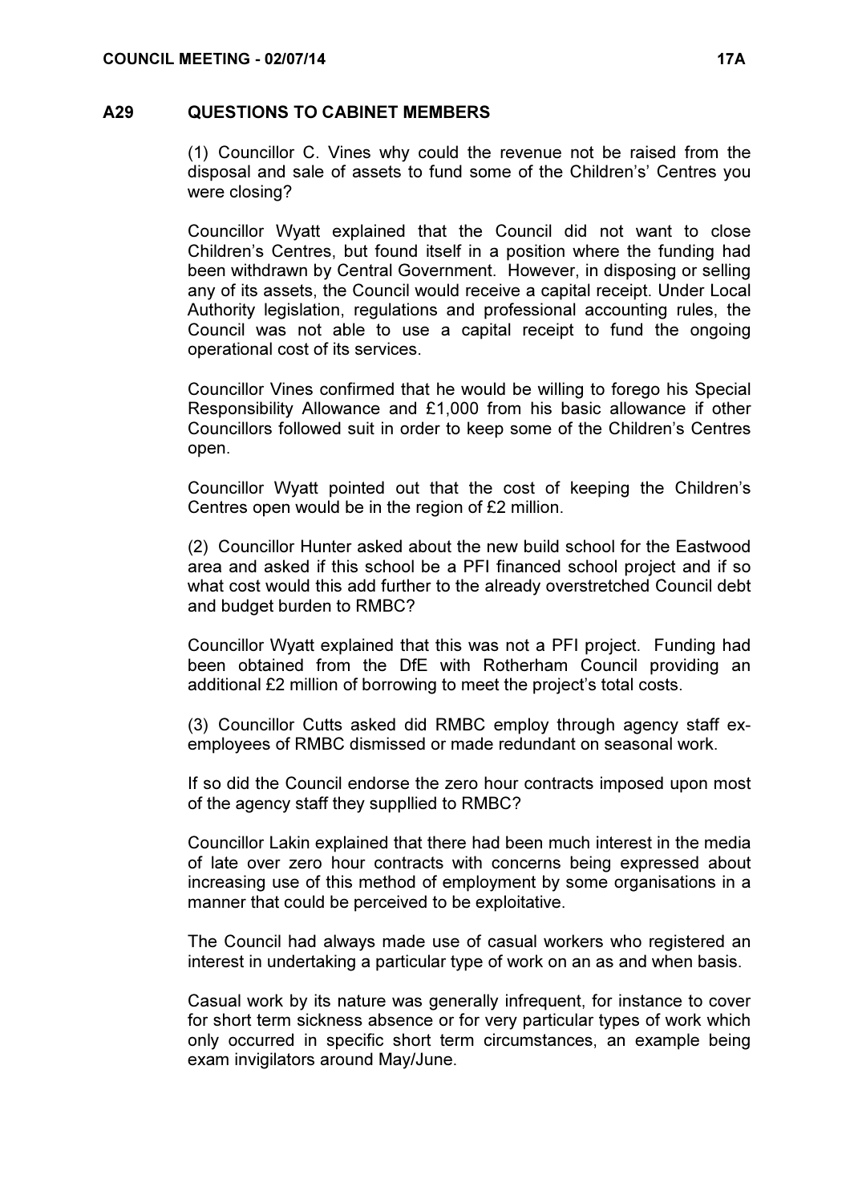## A29 QUESTIONS TO CABINET MEMBERS

(1) Councillor C. Vines why could the revenue not be raised from the disposal and sale of assets to fund some of the Children's' Centres you were closing?

Councillor Wyatt explained that the Council did not want to close Children's Centres, but found itself in a position where the funding had been withdrawn by Central Government. However, in disposing or selling any of its assets, the Council would receive a capital receipt. Under Local Authority legislation, regulations and professional accounting rules, the Council was not able to use a capital receipt to fund the ongoing operational cost of its services.

Councillor Vines confirmed that he would be willing to forego his Special Responsibility Allowance and £1,000 from his basic allowance if other Councillors followed suit in order to keep some of the Children's Centres open.

Councillor Wyatt pointed out that the cost of keeping the Children's Centres open would be in the region of £2 million.

(2) Councillor Hunter asked about the new build school for the Eastwood area and asked if this school be a PFI financed school project and if so what cost would this add further to the already overstretched Council debt and budget burden to RMBC?

Councillor Wyatt explained that this was not a PFI project. Funding had been obtained from the DfE with Rotherham Council providing an additional £2 million of borrowing to meet the project's total costs.

(3) Councillor Cutts asked did RMBC employ through agency staff ex-employees of RMBC dismissed or made redundant on seasonal work.

If so did the Council endorse the zero hour contracts imposed upon most of the agency staff they suppllied to RMBC?

Councillor Lakin explained that there had been much interest in the media of late over zero hour contracts with concerns being expressed about increasing use of this method of employment by some organisations in a manner that could be perceived to be exploitative.

The Council had always made use of casual workers who registered an interest in undertaking a particular type of work on an as and when basis.

Casual work by its nature was generally infrequent, for instance to cover for short term sickness absence or for very particular types of work which only occurred in specific short term circumstances, an example being exam invigilators around May/June.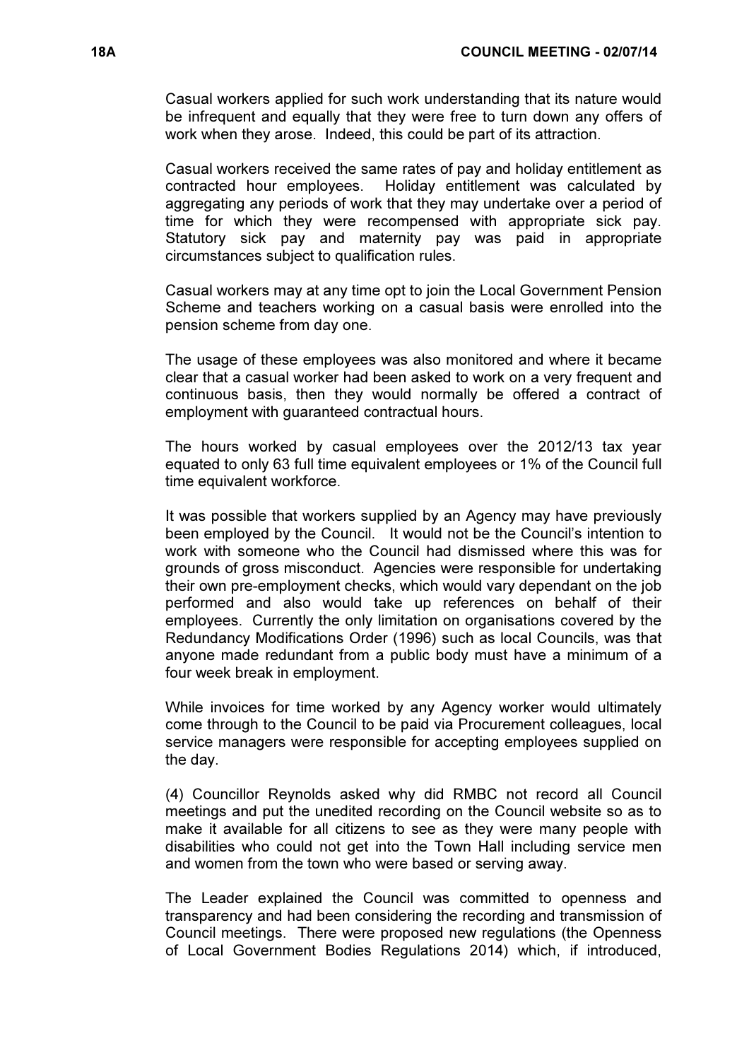Casual workers applied for such work understanding that its nature would be infrequent and equally that they were free to turn down any offers of work when they arose. Indeed, this could be part of its attraction.

Casual workers received the same rates of pay and holiday entitlement as contracted hour employees. Holiday entitlement was calculated by aggregating any periods of work that they may undertake over a period of time for which they were recompensed with appropriate sick pay. Statutory sick pay and maternity pay was paid in appropriate circumstances subject to qualification rules.

Casual workers may at any time opt to join the Local Government Pension Scheme and teachers working on a casual basis were enrolled into the pension scheme from day one.

The usage of these employees was also monitored and where it became clear that a casual worker had been asked to work on a very frequent and continuous basis, then they would normally be offered a contract of employment with guaranteed contractual hours.

The hours worked by casual employees over the 2012/13 tax year equated to only 63 full time equivalent employees or 1% of the Council full time equivalent workforce.

It was possible that workers supplied by an Agency may have previously been employed by the Council. It would not be the Council's intention to work with someone who the Council had dismissed where this was for grounds of gross misconduct. Agencies were responsible for undertaking their own pre-employment checks, which would vary dependant on the job performed and also would take up references on behalf of their employees. Currently the only limitation on organisations covered by the Redundancy Modifications Order (1996) such as local Councils, was that anyone made redundant from a public body must have a minimum of a four week break in employment.

While invoices for time worked by any Agency worker would ultimately come through to the Council to be paid via Procurement colleagues, local service managers were responsible for accepting employees supplied on the day.

(4) Councillor Reynolds asked why did RMBC not record all Council meetings and put the unedited recording on the Council website so as to make it available for all citizens to see as they were many people with disabilities who could not get into the Town Hall including service men and women from the town who were based or serving away.

The Leader explained the Council was committed to openness and transparency and had been considering the recording and transmission of Council meetings. There were proposed new regulations (the Openness of Local Government Bodies Regulations 2014) which, if introduced,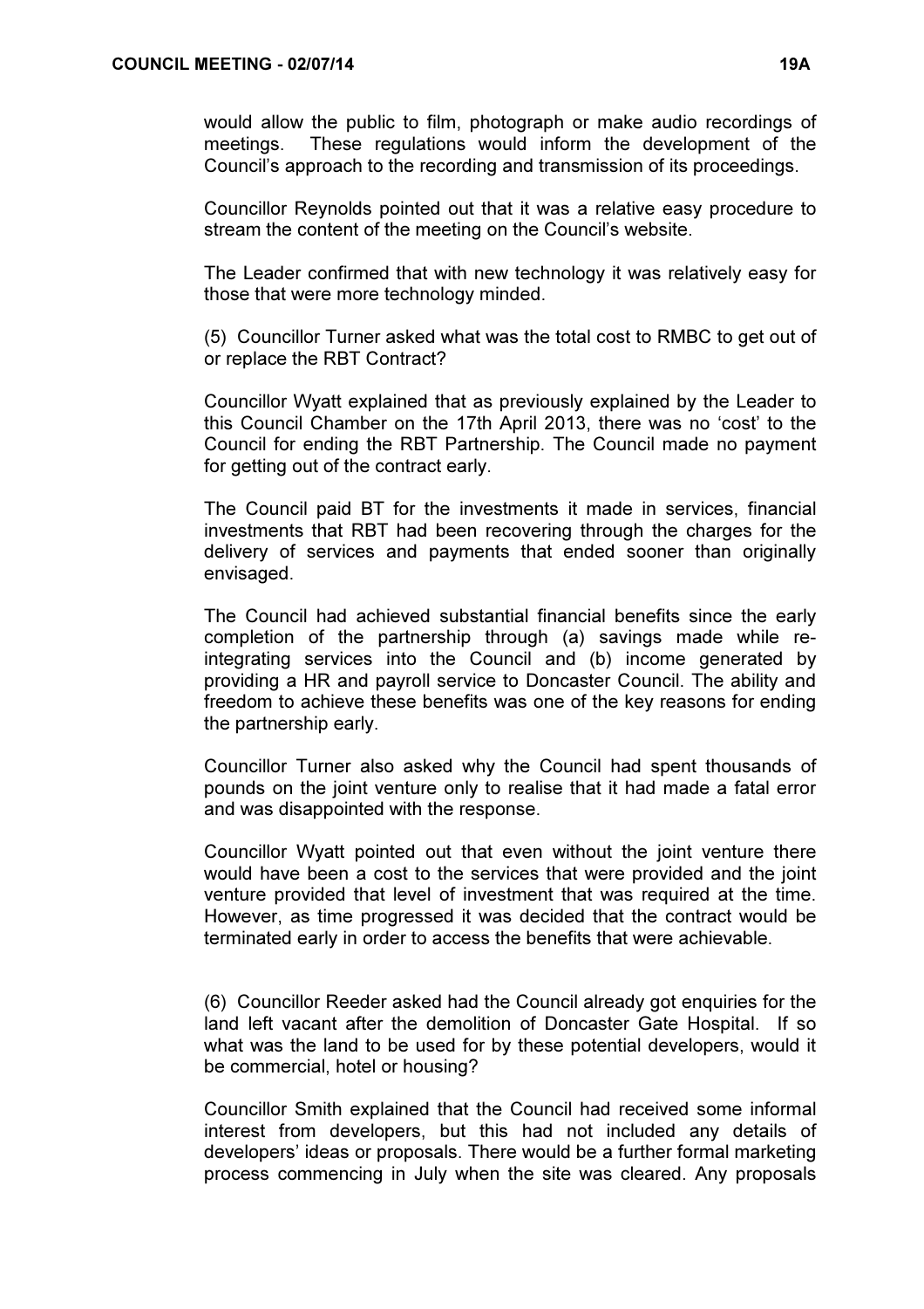would allow the public to film, photograph or make audio recordings of meetings. These regulations would inform the development of the Council's approach to the recording and transmission of its proceedings.

Councillor Reynolds pointed out that it was a relative easy procedure to stream the content of the meeting on the Council's website.

The Leader confirmed that with new technology it was relatively easy for those that were more technology minded.

(5) Councillor Turner asked what was the total cost to RMBC to get out of or replace the RBT Contract?

Councillor Wyatt explained that as previously explained by the Leader to this Council Chamber on the 17th April 2013, there was no 'cost' to the Council for ending the RBT Partnership. The Council made no payment for getting out of the contract early.

The Council paid BT for the investments it made in services, financial investments that RBT had been recovering through the charges for the delivery of services and payments that ended sooner than originally envisaged.

The Council had achieved substantial financial benefits since the early completion of the partnership through (a) savings made while re-integrating services into the Council and (b) income generated by providing a HR and payroll service to Doncaster Council. The ability and freedom to achieve these benefits was one of the key reasons for ending the partnership early.

Councillor Turner also asked why the Council had spent thousands of pounds on the joint venture only to realise that it had made a fatal error and was disappointed with the response.

Councillor Wyatt pointed out that even without the joint venture there would have been a cost to the services that were provided and the joint venture provided that level of investment that was required at the time. However, as time progressed it was decided that the contract would be terminated early in order to access the benefits that were achievable.

(6) Councillor Reeder asked had the Council already got enquiries for the land left vacant after the demolition of Doncaster Gate Hospital. If so what was the land to be used for by these potential developers, would it be commercial, hotel or housing?

Councillor Smith explained that the Council had received some informal interest from developers, but this had not included any details of developers' ideas or proposals. There would be a further formal marketing process commencing in July when the site was cleared. Any proposals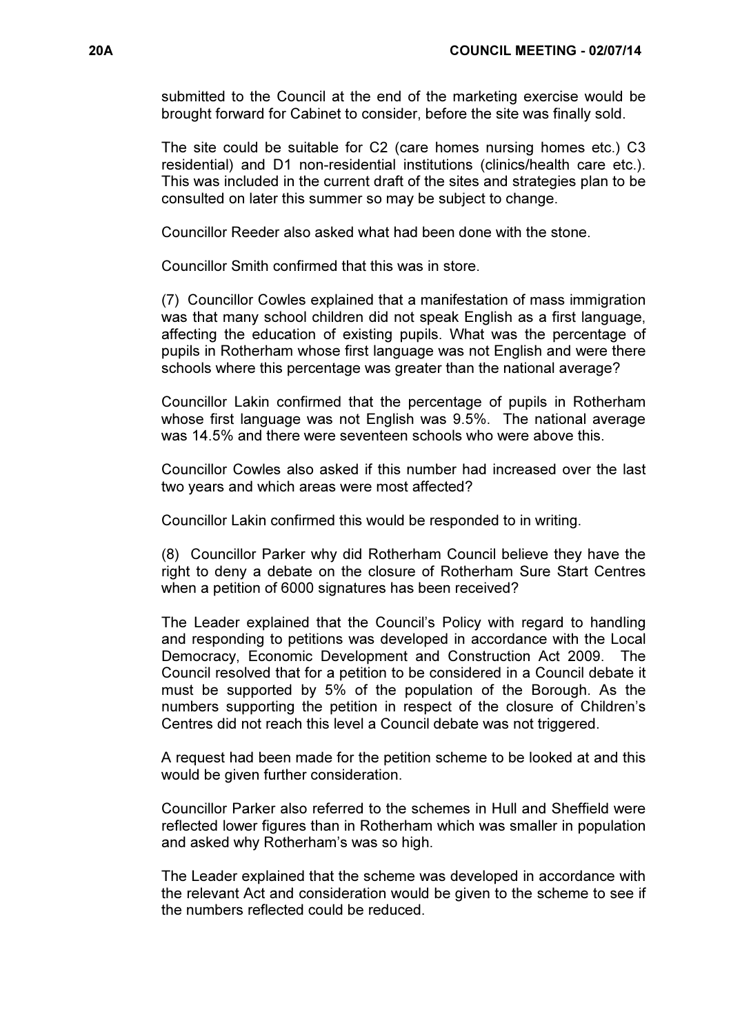submitted to the Council at the end of the marketing exercise would be brought forward for Cabinet to consider, before the site was finally sold.

The site could be suitable for C2 (care homes nursing homes etc.) C3 residential) and D1 non-residential institutions (clinics/health care etc.). This was included in the current draft of the sites and strategies plan to be consulted on later this summer so may be subject to change.

Councillor Reeder also asked what had been done with the stone.

Councillor Smith confirmed that this was in store.

(7) Councillor Cowles explained that a manifestation of mass immigration was that many school children did not speak English as a first language, affecting the education of existing pupils. What was the percentage of pupils in Rotherham whose first language was not English and were there schools where this percentage was greater than the national average?

Councillor Lakin confirmed that the percentage of pupils in Rotherham whose first language was not English was 9.5%. The national average was 14.5% and there were seventeen schools who were above this.

Councillor Cowles also asked if this number had increased over the last two years and which areas were most affected?

Councillor Lakin confirmed this would be responded to in writing.

(8) Councillor Parker why did Rotherham Council believe they have the right to deny a debate on the closure of Rotherham Sure Start Centres when a petition of 6000 signatures has been received?

The Leader explained that the Council's Policy with regard to handling and responding to petitions was developed in accordance with the Local Democracy, Economic Development and Construction Act 2009. The Council resolved that for a petition to be considered in a Council debate it must be supported by 5% of the population of the Borough. As the numbers supporting the petition in respect of the closure of Children's Centres did not reach this level a Council debate was not triggered.

A request had been made for the petition scheme to be looked at and this would be given further consideration.

Councillor Parker also referred to the schemes in Hull and Sheffield were reflected lower figures than in Rotherham which was smaller in population and asked why Rotherham's was so high.

The Leader explained that the scheme was developed in accordance with the relevant Act and consideration would be given to the scheme to see if the numbers reflected could be reduced.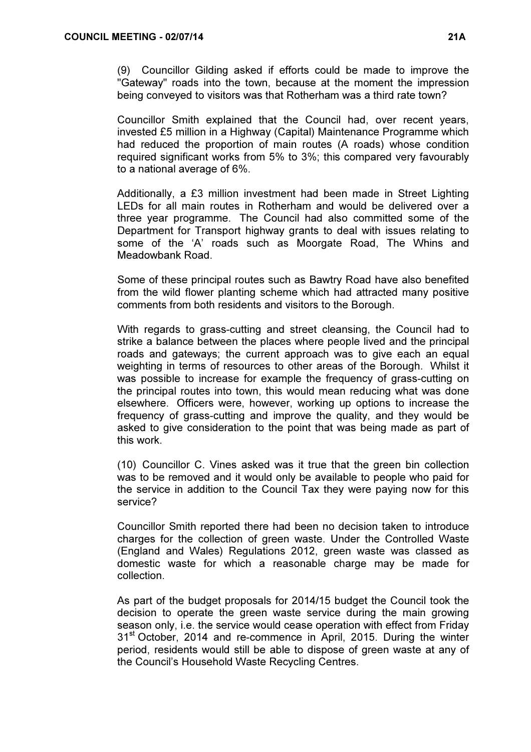(9) Councillor Gilding asked if efforts could be made to improve the "Gateway" roads into the town, because at the moment the impression being conveyed to visitors was that Rotherham was a third rate town?

Councillor Smith explained that the Council had, over recent years, invested £5 million in a Highway (Capital) Maintenance Programme which had reduced the proportion of main routes (A roads) whose condition required significant works from 5% to 3%; this compared very favourably to a national average of 6%.

Additionally, a £3 million investment had been made in Street Lighting LEDs for all main routes in Rotherham and would be delivered over a three year programme. The Council had also committed some of the Department for Transport highway grants to deal with issues relating to some of the 'A' roads such as Moorgate Road, The Whins and Meadowbank Road.

Some of these principal routes such as Bawtry Road have also benefited from the wild flower planting scheme which had attracted many positive comments from both residents and visitors to the Borough.

With regards to grass-cutting and street cleansing, the Council had to strike a balance between the places where people lived and the principal roads and gateways; the current approach was to give each an equal weighting in terms of resources to other areas of the Borough. Whilst it was possible to increase for example the frequency of grass-cutting on the principal routes into town, this would mean reducing what was done elsewhere. Officers were, however, working up options to increase the frequency of grass-cutting and improve the quality, and they would be asked to give consideration to the point that was being made as part of this work.

(10) Councillor C. Vines asked was it true that the green bin collection was to be removed and it would only be available to people who paid for the service in addition to the Council Tax they were paying now for this service?

Councillor Smith reported there had been no decision taken to introduce charges for the collection of green waste. Under the Controlled Waste (England and Wales) Regulations 2012, green waste was classed as domestic waste for which a reasonable charge may be made for collection.

As part of the budget proposals for 2014/15 budget the Council took the decision to operate the green waste service during the main growing season only, i.e. the service would cease operation with effect from Friday 31st October, 2014 and re-commence in April, 2015. During the winter period, residents would still be able to dispose of green waste at any of the Council's Household Waste Recycling Centres.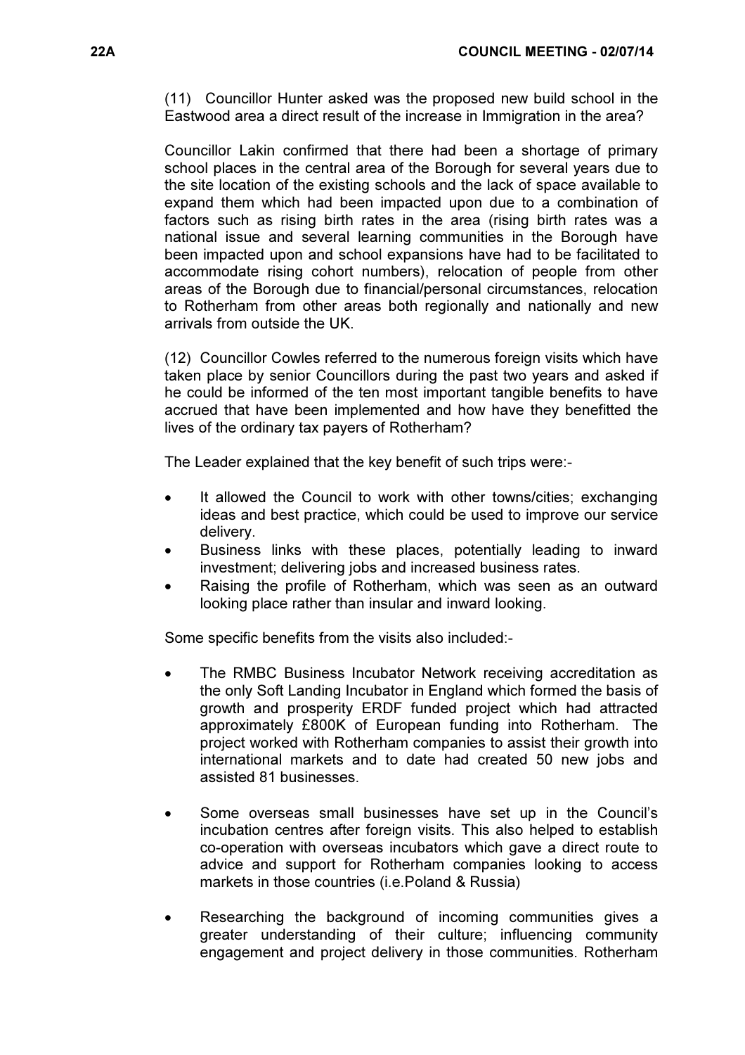(11) Councillor Hunter asked was the proposed new build school in the Eastwood area a direct result of the increase in Immigration in the area?

Councillor Lakin confirmed that there had been a shortage of primary school places in the central area of the Borough for several years due to the site location of the existing schools and the lack of space available to expand them which had been impacted upon due to a combination of factors such as rising birth rates in the area (rising birth rates was a national issue and several learning communities in the Borough have been impacted upon and school expansions have had to be facilitated to accommodate rising cohort numbers), relocation of people from other areas of the Borough due to financial/personal circumstances, relocation to Rotherham from other areas both regionally and nationally and new arrivals from outside the UK.

(12) Councillor Cowles referred to the numerous foreign visits which have taken place by senior Councillors during the past two years and asked if he could be informed of the ten most important tangible benefits to have accrued that have been implemented and how have they benefitted the lives of the ordinary tax payers of Rotherham?

The Leader explained that the key benefit of such trips were:-

- It allowed the Council to work with other towns/cities; exchanging ideas and best practice, which could be used to improve our service delivery.
- Business links with these places, potentially leading to inward investment; delivering jobs and increased business rates.
- Raising the profile of Rotherham, which was seen as an outward looking place rather than insular and inward looking.

Some specific benefits from the visits also included:-

- The RMBC Business Incubator Network receiving accreditation as the only Soft Landing Incubator in England which formed the basis of growth and prosperity ERDF funded project which had attracted approximately £800K of European funding into Rotherham. The project worked with Rotherham companies to assist their growth into international markets and to date had created 50 new jobs and assisted 81 businesses.

- Some overseas small businesses have set up in the Council's incubation centres after foreign visits. This also helped to establish co-operation with overseas incubators which gave a direct route to advice and support for Rotherham companies looking to access markets in those countries (i.e.Poland & Russia)

- Researching the background of incoming communities gives a greater understanding of their culture; influencing community engagement and project delivery in those communities. Rotherham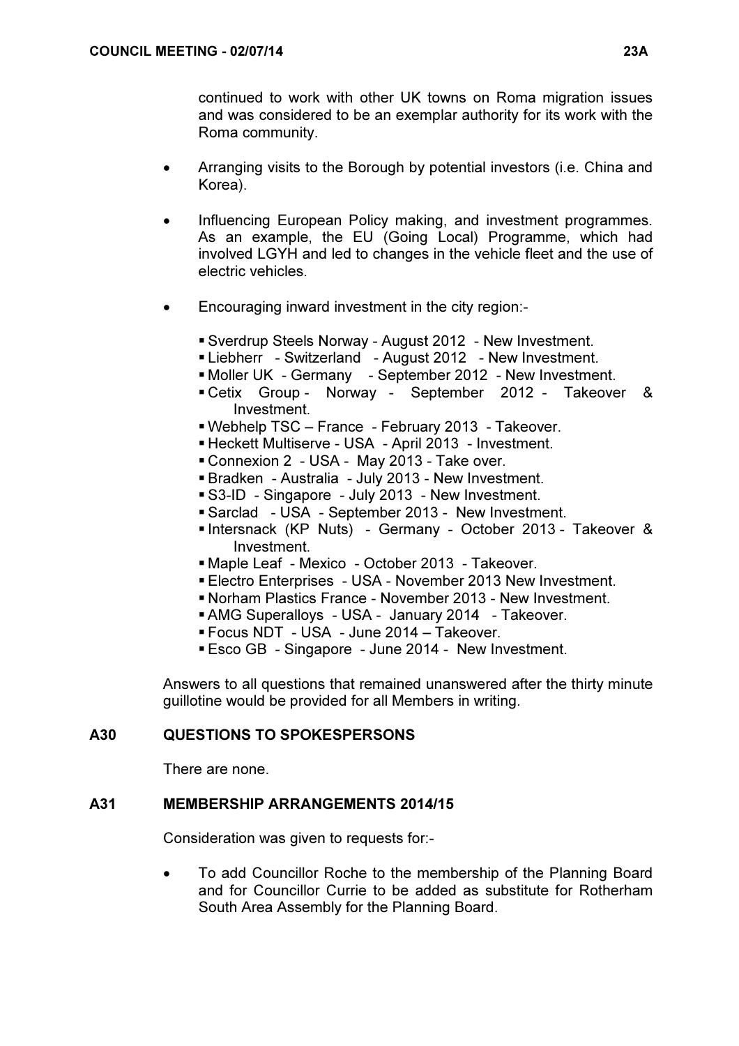continued to work with other UK towns on Roma migration issues and was considered to be an exemplar authority for its work with the Roma community.

- Arranging visits to the Borough by potential investors (i.e. China and Korea).

- Influencing European Policy making, and investment programmes. As an example, the EU (Going Local) Programme, which had involved LGYH and led to changes in the vehicle fleet and the use of electric vehicles.

- Encouraging inward investment in the city region:-

  - Sverdrup Steels Norway - August 2012 - New Investment.
  - Liebherr - Switzerland - August 2012 - New Investment.
  - Moller UK - Germany - September 2012 - New Investment.
  - Cetix Group - Norway - September 2012 - Takeover & Investment.
  - Webhelp TSC – France - February 2013 - Takeover.
  - Heckett Multiserve - USA - April 2013 - Investment.
  - Connexion 2 - USA - May 2013 - Take over.
  - Bradken - Australia - July 2013 - New Investment.
  - S3-ID - Singapore - July 2013 - New Investment.
  - Sarclad - USA - September 2013 - New Investment.
  - Intersnack (KP Nuts) - Germany - October 2013 - Takeover & Investment.
  - Maple Leaf - Mexico - October 2013 - Takeover.
  - Electro Enterprises - USA - November 2013 New Investment.
  - Norham Plastics France - November 2013 - New Investment.
  - AMG Superalloys - USA - January 2014 - Takeover.
  - Focus NDT - USA - June 2014 – Takeover.
  - Esco GB - Singapore - June 2014 - New Investment.

Answers to all questions that remained unanswered after the thirty minute guillotine would be provided for all Members in writing.

## A30 QUESTIONS TO SPOKESPERSONS

There are none.

## A31 MEMBERSHIP ARRANGEMENTS 2014/15

Consideration was given to requests for:-

- To add Councillor Roche to the membership of the Planning Board and for Councillor Currie to be added as substitute for Rotherham South Area Assembly for the Planning Board.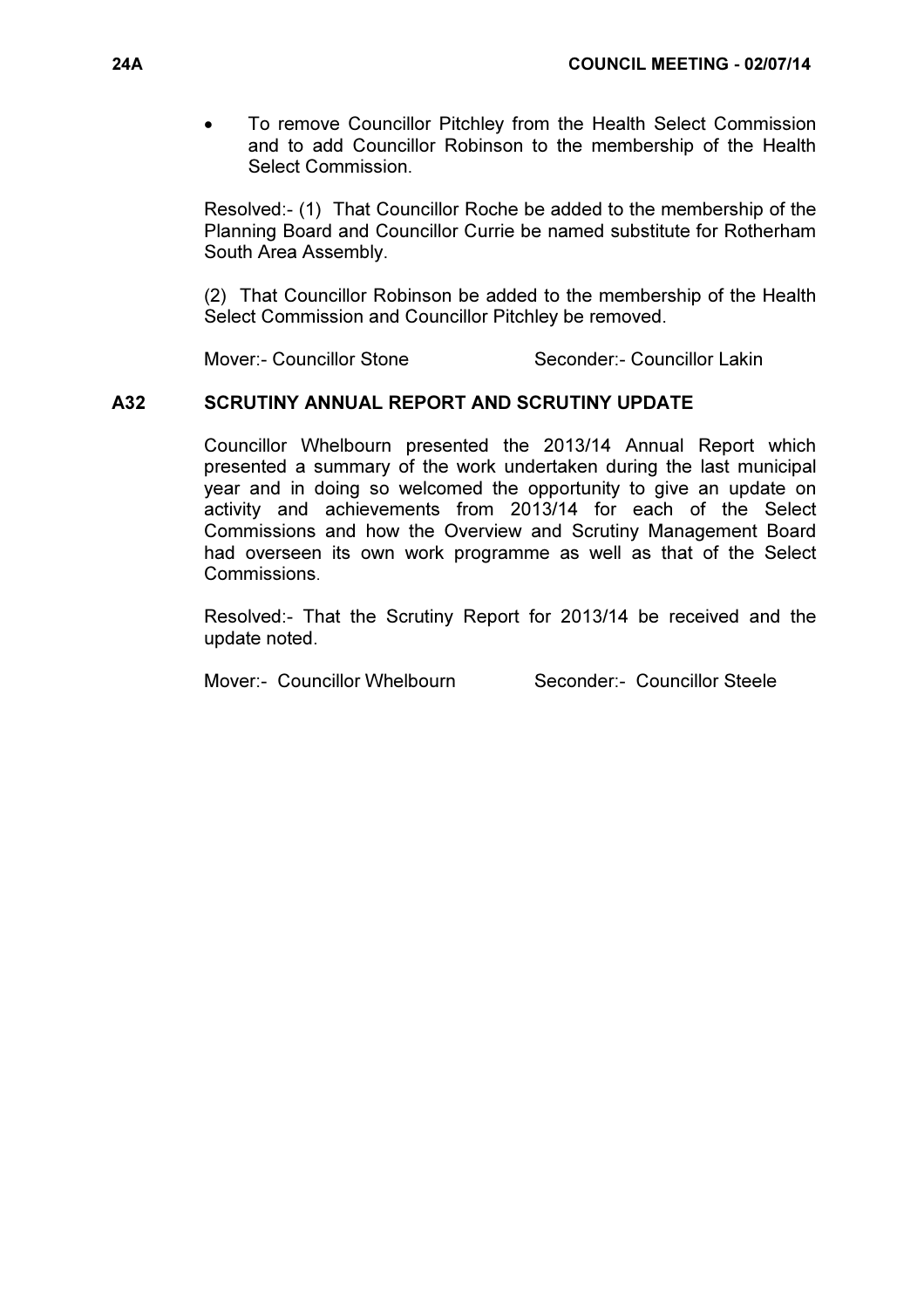- To remove Councillor Pitchley from the Health Select Commission and to add Councillor Robinson to the membership of the Health Select Commission.

Resolved:- (1) That Councillor Roche be added to the membership of the Planning Board and Councillor Currie be named substitute for Rotherham South Area Assembly.

(2) That Councillor Robinson be added to the membership of the Health Select Commission and Councillor Pitchley be removed.

Mover:- Councillor Stone Seconder:- Councillor Lakin

## A32 SCRUTINY ANNUAL REPORT AND SCRUTINY UPDATE

Councillor Whelbourn presented the 2013/14 Annual Report which presented a summary of the work undertaken during the last municipal year and in doing so welcomed the opportunity to give an update on activity and achievements from 2013/14 for each of the Select Commissions and how the Overview and Scrutiny Management Board had overseen its own work programme as well as that of the Select Commissions.

Resolved:- That the Scrutiny Report for 2013/14 be received and the update noted.

Mover:- Councillor Whelbourn Seconder:- Councillor Steele